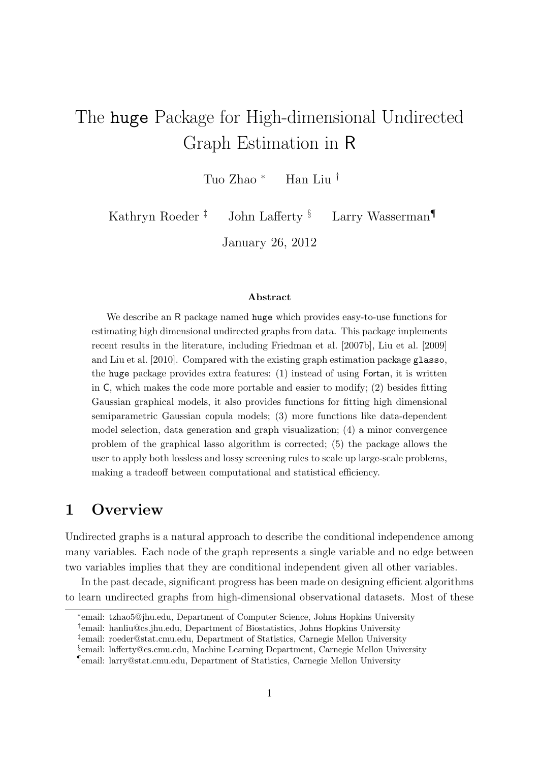# The huge Package for High-dimensional Undirected Graph Estimation in R

Tuo Zhao [*] Han Liu [†]

Kathryn Roeder [‡] John Lafferty [§] Larry Wasserman[¶]

January 26, 2012

**Abstract**

We describe an R package named huge which provides easy-to-use functions for estimating high dimensional undirected graphs from data. This package implements recent results in the literature, including Friedman et al. [2007b], Liu et al. [2009] and Liu et al. [2010]. Compared with the existing graph estimation package glasso, the huge package provides extra features: (1) instead of using Fortan, it is written in C, which makes the code more portable and easier to modify; (2) besides fitting Gaussian graphical models, it also provides functions for fitting high dimensional semiparametric Gaussian copula models; (3) more functions like data-dependent model selection, data generation and graph visualization; (4) a minor convergence problem of the graphical lasso algorithm is corrected; (5) the package allows the user to apply both lossless and lossy screening rules to scale up large-scale problems, making a tradeoff between computational and statistical efficiency.

## 1 Overview

Undirected graphs is a natural approach to describe the conditional independence among many variables. Each node of the graph represents a single variable and no edge between two variables implies that they are conditional independent given all other variables.

In the past decade, significant progress has been made on designing efficient algorithms to learn undirected graphs from high-dimensional observational datasets. Most of these

[*] email: tzhao5@jhu.edu, Department of Computer Science, Johns Hopkins University

[†] email: hanliu@cs.jhu.edu, Department of Biostatistics, Johns Hopkins University

[‡] email: roeder@stat.cmu.edu, Department of Statistics, Carnegie Mellon University

[§] email: lafferty@cs.cmu.edu, Machine Learning Department, Carnegie Mellon University

[¶] email: larry@stat.cmu.edu, Department of Statistics, Carnegie Mellon University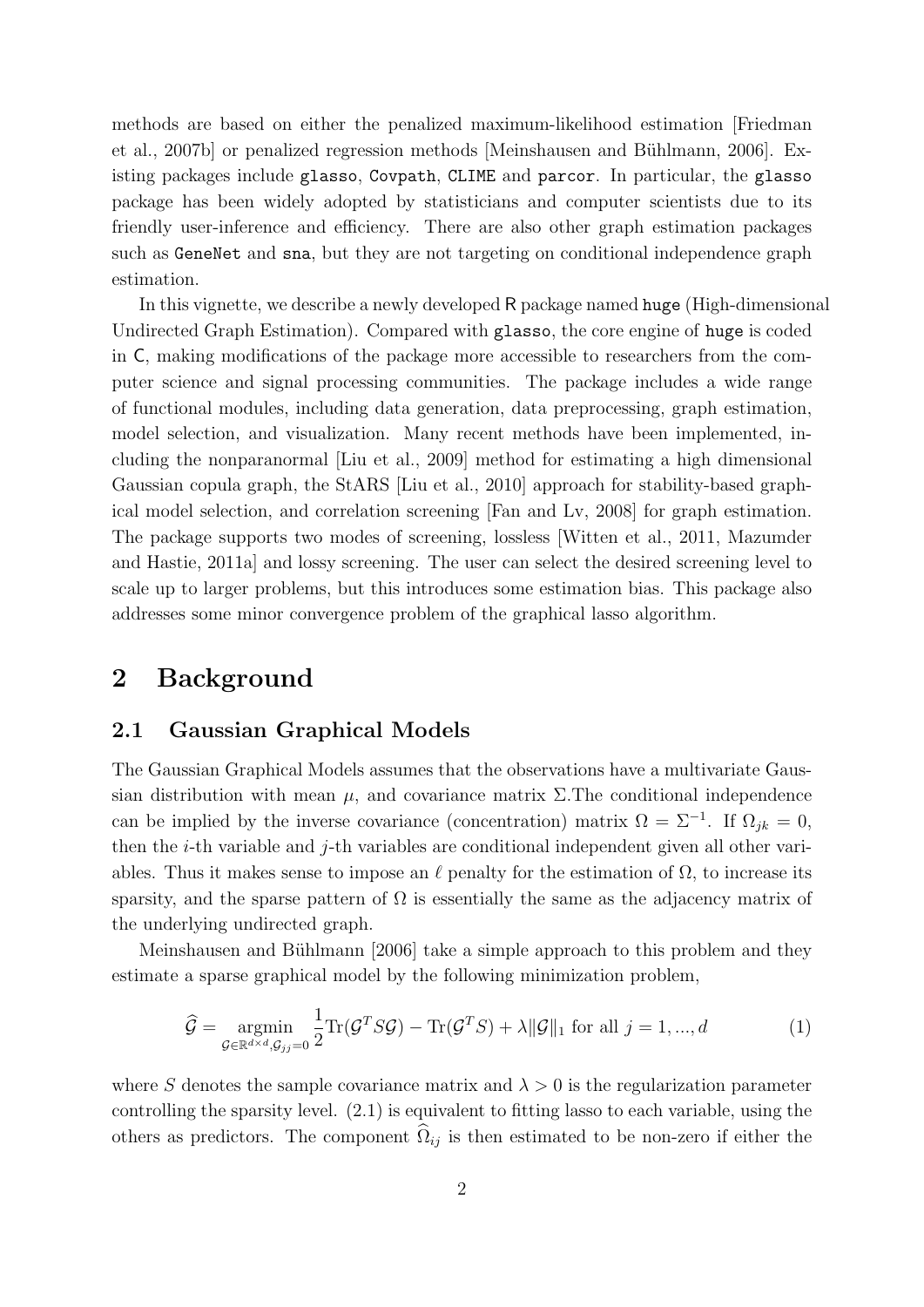methods are based on either the penalized maximum-likelihood estimation [Friedman et al., 2007b] or penalized regression methods [Meinshausen and Bühlmann, 2006]. Existing packages include `glasso`, `Covpath`, `CLIME` and `parcor`. In particular, the `glasso` package has been widely adopted by statisticians and computer scientists due to its friendly user-inference and efficiency. There are also other graph estimation packages such as `GeneNet` and `sna`, but they are not targeting on conditional independence graph estimation.

In this vignette, we describe a newly developed R package named `huge` (High-dimensional Undirected Graph Estimation). Compared with `glasso`, the core engine of `huge` is coded in C, making modifications of the package more accessible to researchers from the computer science and signal processing communities. The package includes a wide range of functional modules, including data generation, data preprocessing, graph estimation, model selection, and visualization. Many recent methods have been implemented, including the nonparanormal [Liu et al., 2009] method for estimating a high dimensional Gaussian copula graph, the StARS [Liu et al., 2010] approach for stability-based graphical model selection, and correlation screening [Fan and Lv, 2008] for graph estimation. The package supports two modes of screening, lossless [Witten et al., 2011, Mazumder and Hastie, 2011a] and lossy screening. The user can select the desired screening level to scale up to larger problems, but this introduces some estimation bias. This package also addresses some minor convergence problem of the graphical lasso algorithm.

# 2 Background

## 2.1 Gaussian Graphical Models

The Gaussian Graphical Models assumes that the observations have a multivariate Gaussian distribution with mean $\mu$, and covariance matrix $\Sigma$.The conditional independence can be implied by the inverse covariance (concentration) matrix $\Omega = \Sigma^{-1}$. If $\Omega_{jk} = 0$, then the $i$-th variable and $j$-th variables are conditional independent given all other variables. Thus it makes sense to impose an $\ell$ penalty for the estimation of $\Omega$, to increase its sparsity, and the sparse pattern of $\Omega$ is essentially the same as the adjacency matrix of the underlying undirected graph.

Meinshausen and Bühlmann [2006] take a simple approach to this problem and they estimate a sparse graphical model by the following minimization problem,

$$\widehat{\mathcal{G}} = \underset{\mathcal{G} \in \mathbb{R}^{d \times d}, \mathcal{G}_{jj}=0}{\operatorname{argmin}} \frac{1}{2} \operatorname{Tr}(\mathcal{G}^T S \mathcal{G}) - \operatorname{Tr}(\mathcal{G}^T S) + \lambda \|\mathcal{G}\|_1 \text{ for all } j = 1, ..., d \tag{1}$$

where $S$ denotes the sample covariance matrix and $\lambda > 0$ is the regularization parameter controlling the sparsity level. (2.1) is equivalent to fitting lasso to each variable, using the others as predictors. The component $\widehat{\Omega}_{ij}$ is then estimated to be non-zero if either the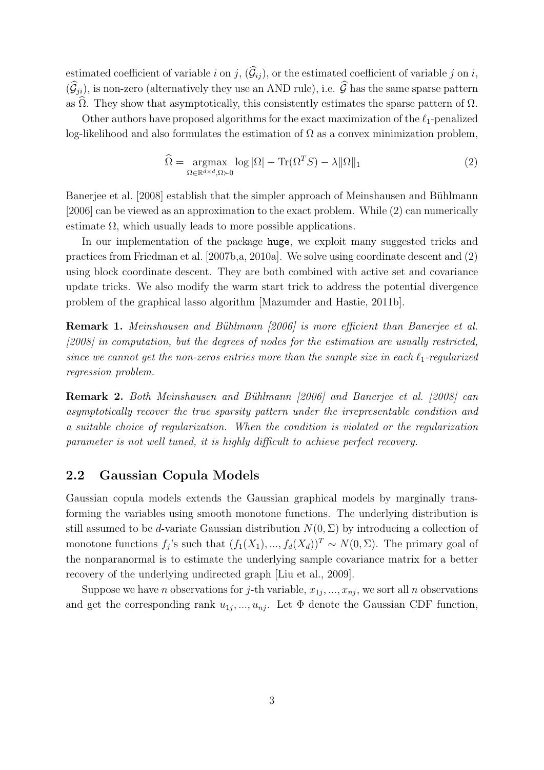estimated coefficient of variable $i$ on $j$, ($\widehat{\mathcal{G}}_{ij}$), or the estimated coefficient of variable $j$ on $i$, ($\widehat{\mathcal{G}}_{ji}$), is non-zero (alternatively they use an AND rule), i.e. $\widehat{\mathcal{G}}$ has the same sparse pattern as $\widehat{\Omega}$. They show that asymptotically, this consistently estimates the sparse pattern of $\Omega$.

Other authors have proposed algorithms for the exact maximization of the $\ell_1$-penalized log-likelihood and also formulates the estimation of $\Omega$ as a convex minimization problem,

$$\widehat{\Omega} = \underset{\Omega \in \mathbb{R}^{d \times d}, \Omega \succ 0}{\operatorname{argmax}} \log |\Omega| - \operatorname{Tr}(\Omega^T S) - \lambda \|\Omega\|_1 \tag{2}$$

Banerjee et al. [2008] establish that the simpler approach of Meinshausen and Bühlmann [2006] can be viewed as an approximation to the exact problem. While (2) can numerically estimate $\Omega$, which usually leads to more possible applications.

In our implementation of the package huge, we exploit many suggested tricks and practices from Friedman et al. [2007b,a, 2010a]. We solve using coordinate descent and (2) using block coordinate descent. They are both combined with active set and covariance update tricks. We also modify the warm start trick to address the potential divergence problem of the graphical lasso algorithm [Mazumder and Hastie, 2011b].

**Remark 1.** *Meinshausen and Bühlmann [2006] is more efficient than Banerjee et al. [2008] in computation, but the degrees of nodes for the estimation are usually restricted, since we cannot get the non-zeros entries more than the sample size in each $\ell_1$-regularized regression problem.*

**Remark 2.** *Both Meinshausen and Bühlmann [2006] and Banerjee et al. [2008] can asymptotically recover the true sparsity pattern under the irrepresentable condition and a suitable choice of regularization. When the condition is violated or the regularization parameter is not well tuned, it is highly difficult to achieve perfect recovery.*

## 2.2 Gaussian Copula Models

Gaussian copula models extends the Gaussian graphical models by marginally transforming the variables using smooth monotone functions. The underlying distribution is still assumed to be $d$-variate Gaussian distribution $N(0, \Sigma)$ by introducing a collection of monotone functions $f_j$'s such that $(f_1(X_1), ..., f_d(X_d))^T \sim N(0, \Sigma)$. The primary goal of the nonparanormal is to estimate the underlying sample covariance matrix for a better recovery of the underlying undirected graph [Liu et al., 2009].

Suppose we have $n$ observations for $j$-th variable, $x_{1j}, ..., x_{nj}$, we sort all $n$ observations and get the corresponding rank $u_{1j}, ..., u_{nj}$. Let $\Phi$ denote the Gaussian CDF function,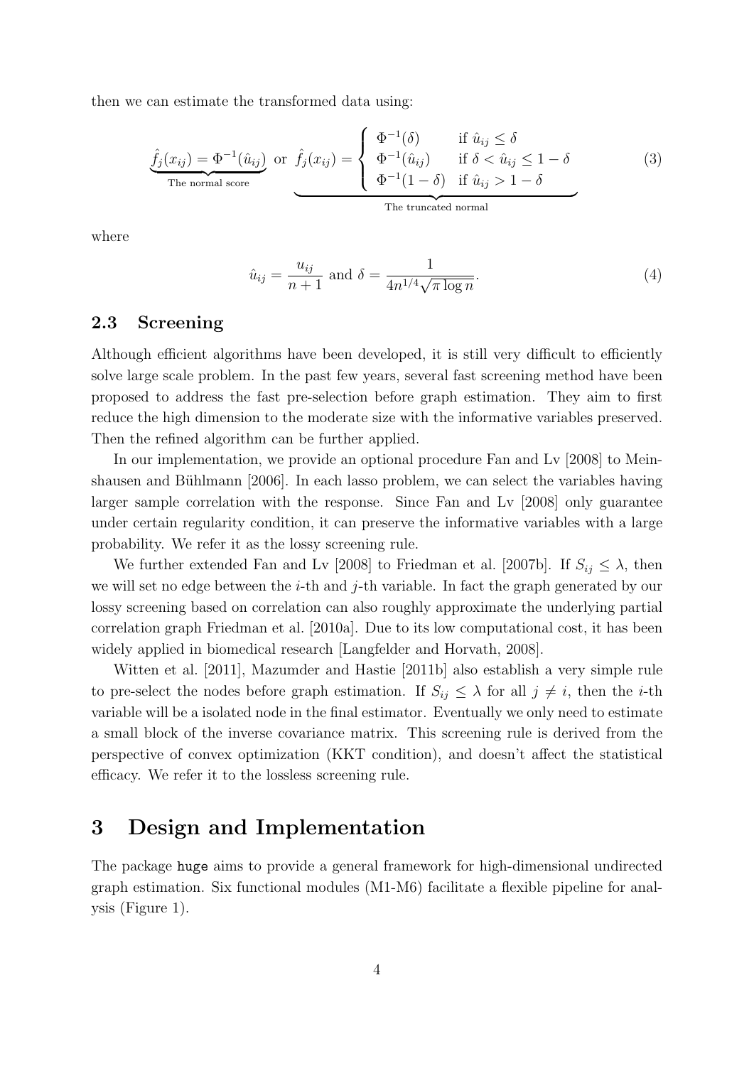then we can estimate the transformed data using:

$$\underbrace{\hat{f}_j(x_{ij}) = \Phi^{-1}(\hat{u}_{ij})}_{\text{The normal score}} \text{ or } \underbrace{\hat{f}_j(x_{ij}) = \begin{cases} \Phi^{-1}(\delta) & \text{if } \hat{u}_{ij} \leq \delta \\ \Phi^{-1}(\hat{u}_{ij}) & \text{if } \delta < \hat{u}_{ij} \leq 1 - \delta \\ \Phi^{-1}(1-\delta) & \text{if } \hat{u}_{ij} > 1 - \delta \end{cases}}_{\text{The truncated normal}} \tag{3}$$

where

$$\hat{u}_{ij} = \frac{u_{ij}}{n+1} \text{ and } \delta = \frac{1}{4n^{1/4}\sqrt{\pi \log n}}. \tag{4}$$

### 2.3 Screening

Although efficient algorithms have been developed, it is still very difficult to efficiently solve large scale problem. In the past few years, several fast screening method have been proposed to address the fast pre-selection before graph estimation. They aim to first reduce the high dimension to the moderate size with the informative variables preserved. Then the refined algorithm can be further applied.

In our implementation, we provide an optional procedure Fan and Lv [2008] to Meinshausen and Bühlmann [2006]. In each lasso problem, we can select the variables having larger sample correlation with the response. Since Fan and Lv [2008] only guarantee under certain regularity condition, it can preserve the informative variables with a large probability. We refer it as the lossy screening rule.

We further extended Fan and Lv [2008] to Friedman et al. [2007b]. If $S_{ij} \leq \lambda$, then we will set no edge between the $i$-th and $j$-th variable. In fact the graph generated by our lossy screening based on correlation can also roughly approximate the underlying partial correlation graph Friedman et al. [2010a]. Due to its low computational cost, it has been widely applied in biomedical research [Langfelder and Horvath, 2008].

Witten et al. [2011], Mazumder and Hastie [2011b] also establish a very simple rule to pre-select the nodes before graph estimation. If $S_{ij} \leq \lambda$ for all $j \neq i$, then the $i$-th variable will be a isolated node in the final estimator. Eventually we only need to estimate a small block of the inverse covariance matrix. This screening rule is derived from the perspective of convex optimization (KKT condition), and doesn't affect the statistical efficacy. We refer it to the lossless screening rule.

## 3 Design and Implementation

The package huge aims to provide a general framework for high-dimensional undirected graph estimation. Six functional modules (M1-M6) facilitate a flexible pipeline for analysis (Figure 1).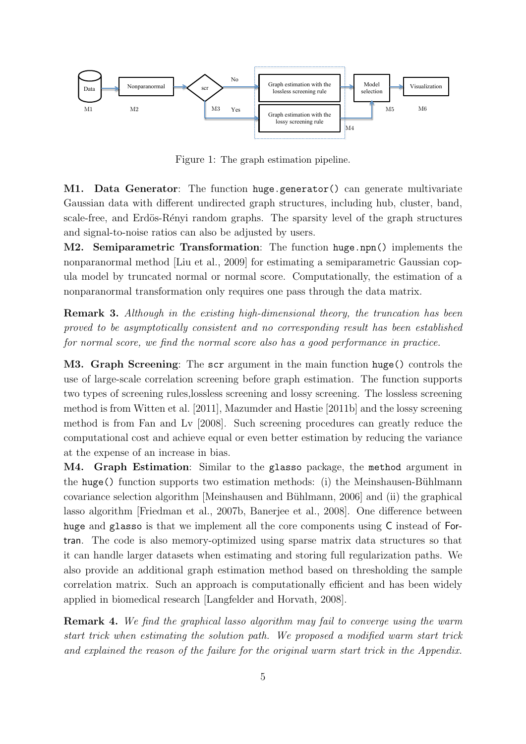Figure 1: The graph estimation pipeline.

**M1. Data Generator**: The function `huge.generator()` can generate multivariate Gaussian data with different undirected graph structures, including hub, cluster, band, scale-free, and Erdös-Rényi random graphs. The sparsity level of the graph structures and signal-to-noise ratios can also be adjusted by users.

**M2. Semiparametric Transformation**: The function `huge.npn()` implements the nonparanormal method [Liu et al., 2009] for estimating a semiparametric Gaussian copula model by truncated normal or normal score. Computationally, the estimation of a nonparanormal transformation only requires one pass through the data matrix.

**Remark 3.** *Although in the existing high-dimensional theory, the truncation has been proved to be asymptotically consistent and no corresponding result has been established for normal score, we find the normal score also has a good performance in practice.*

**M3. Graph Screening**: The `scr` argument in the main function `huge()` controls the use of large-scale correlation screening before graph estimation. The function supports two types of screening rules,lossless screening and lossy screening. The lossless screening method is from Witten et al. [2011], Mazumder and Hastie [2011b] and the lossy screening method is from Fan and Lv [2008]. Such screening procedures can greatly reduce the computational cost and achieve equal or even better estimation by reducing the variance at the expense of an increase in bias.

**M4. Graph Estimation**: Similar to the `glasso` package, the `method` argument in the `huge()` function supports two estimation methods: (i) the Meinshausen-Bühlmann covariance selection algorithm [Meinshausen and Bühlmann, 2006] and (ii) the graphical lasso algorithm [Friedman et al., 2007b, Banerjee et al., 2008]. One difference between `huge` and `glasso` is that we implement all the core components using C instead of Fortran. The code is also memory-optimized using sparse matrix data structures so that it can handle larger datasets when estimating and storing full regularization paths. We also provide an additional graph estimation method based on thresholding the sample correlation matrix. Such an approach is computationally efficient and has been widely applied in biomedical research [Langfelder and Horvath, 2008].

**Remark 4.** *We find the graphical lasso algorithm may fail to converge using the warm start trick when estimating the solution path. We proposed a modified warm start trick and explained the reason of the failure for the original warm start trick in the Appendix.*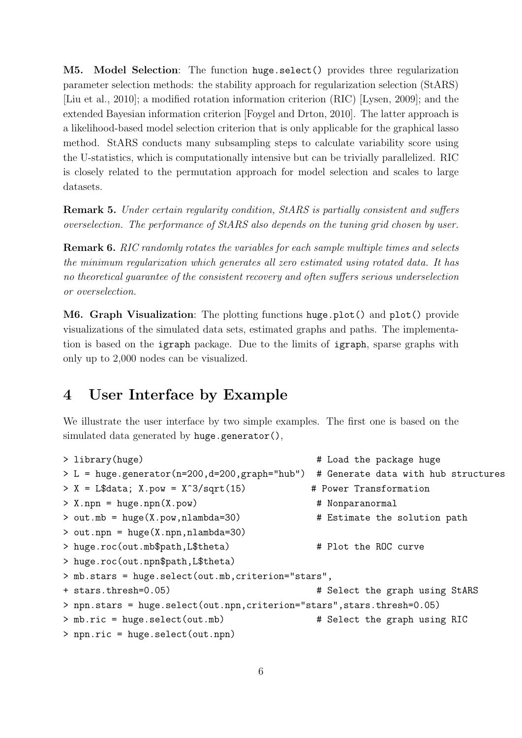**M5. Model Selection**: The function `huge.select()` provides three regularization parameter selection methods: the stability approach for regularization selection (StARS) [Liu et al., 2010]; a modified rotation information criterion (RIC) [Lysen, 2009]; and the extended Bayesian information criterion [Foygel and Drton, 2010]. The latter approach is a likelihood-based model selection criterion that is only applicable for the graphical lasso method. StARS conducts many subsampling steps to calculate variability score using the U-statistics, which is computationally intensive but can be trivially parallelized. RIC is closely related to the permutation approach for model selection and scales to large datasets.

**Remark 5.** *Under certain regularity condition, StARS is partially consistent and suffers overselection. The performance of StARS also depends on the tuning grid chosen by user.*

**Remark 6.** *RIC randomly rotates the variables for each sample multiple times and selects the minimum regularization which generates all zero estimated using rotated data. It has no theoretical guarantee of the consistent recovery and often suffers serious underselection or overselection.*

**M6. Graph Visualization**: The plotting functions `huge.plot()` and `plot()` provide visualizations of the simulated data sets, estimated graphs and paths. The implementation is based on the `igraph` package. Due to the limits of `igraph`, sparse graphs with only up to 2,000 nodes can be visualized.

## 4 User Interface by Example

We illustrate the user interface by two simple examples. The first one is based on the simulated data generated by `huge.generator()`,

```
> library(huge)                                 # Load the package huge
> L = huge.generator(n=200,d=200,graph="hub")  # Generate data with hub structures
> X = L$data; X.pow = X^3/sqrt(15)            # Power Transformation
> X.npn = huge.npn(X.pow)                       # Nonparanormal
> out.mb = huge(X.pow,nlambda=30)               # Estimate the solution path
> out.npn = huge(X.npn,nlambda=30)
> huge.roc(out.mb$path,L$theta)                 # Plot the ROC curve
> huge.roc(out.npn$path,L$theta)
> mb.stars = huge.select(out.mb,criterion="stars",
+ stars.thresh=0.05)                            # Select the graph using StARS
> npn.stars = huge.select(out.npn,criterion="stars",stars.thresh=0.05)
> mb.ric = huge.select(out.mb)                  # Select the graph using RIC
> npn.ric = huge.select(out.npn)
```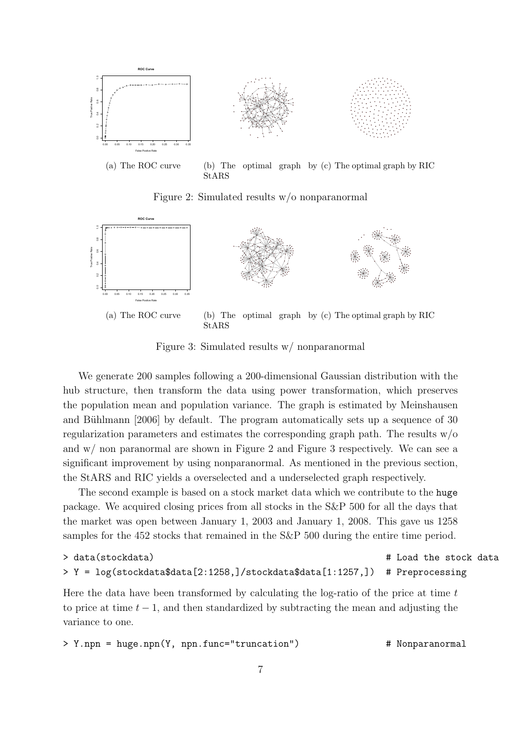(a) The ROC curve (b) The optimal graph by StARS (c) The optimal graph by RIC

Figure 2: Simulated results w/o nonparanormal

(a) The ROC curve (b) The optimal graph by StARS (c) The optimal graph by RIC

Figure 3: Simulated results w/ nonparanormal

We generate 200 samples following a 200-dimensional Gaussian distribution with the hub structure, then transform the data using power transformation, which preserves the population mean and population variance. The graph is estimated by Meinshausen and Bühlmann [2006] by default. The program automatically sets up a sequence of 30 regularization parameters and estimates the corresponding graph path. The results w/o and w/ non paranormal are shown in Figure 2 and Figure 3 respectively. We can see a significant improvement by using nonparanormal. As mentioned in the previous section, the StARS and RIC yields a overselected and a underselected graph respectively.

The second example is based on a stock market data which we contribute to the `huge` package. We acquired closing prices from all stocks in the S&P 500 for all the days that the market was open between January 1, 2003 and January 1, 2008. This gave us 1258 samples for the 452 stocks that remained in the S&P 500 during the entire time period.

```
> data(stockdata)                                                # Load the stock data
> Y = log(stockdata$data[2:1258,]/stockdata$data[1:1257,])  # Preprocessing
```

Here the data have been transformed by calculating the log-ratio of the price at time $t$ to price at time $t-1$, and then standardized by subtracting the mean and adjusting the variance to one.

```
> Y.npn = huge.npn(Y, npn.func="truncation")                # Nonparanormal
```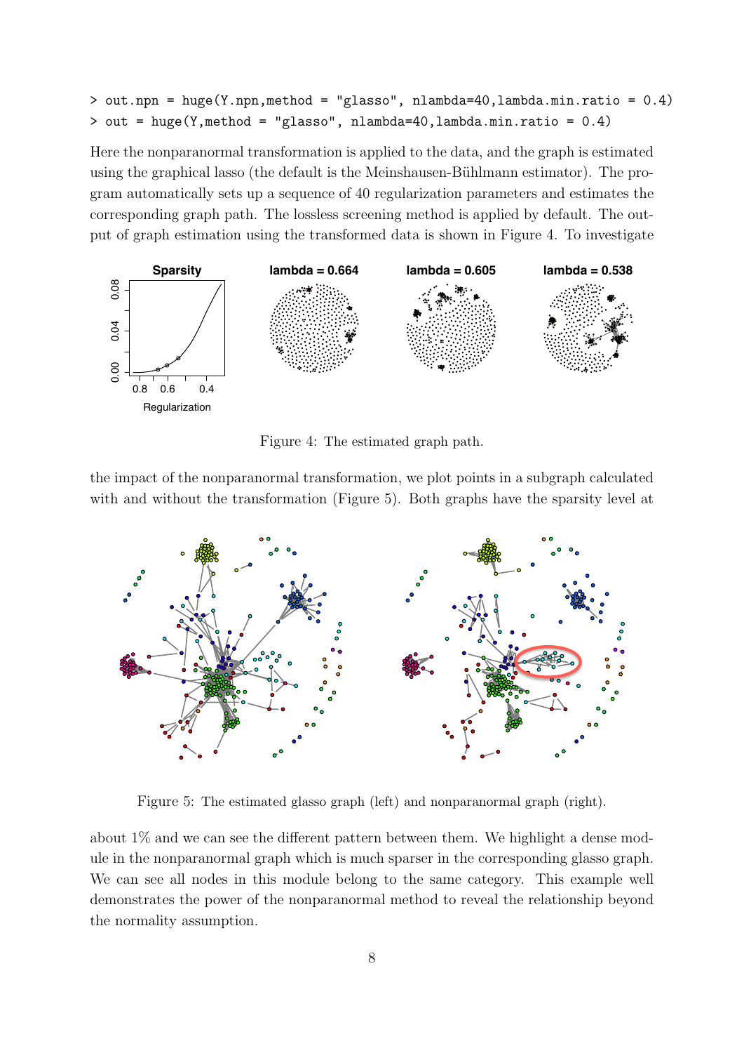```
> out.npn = huge(Y.npn,method = "glasso", nlambda=40,lambda.min.ratio = 0.4)
> out = huge(Y,method = "glasso", nlambda=40,lambda.min.ratio = 0.4)
```

Here the nonparanormal transformation is applied to the data, and the graph is estimated using the graphical lasso (the default is the Meinshausen-Bühlmann estimator). The program automatically sets up a sequence of 40 regularization parameters and estimates the corresponding graph path. The lossless screening method is applied by default. The output of graph estimation using the transformed data is shown in Figure 4. To investigate

Figure 4: The estimated graph path.

the impact of the nonparanormal transformation, we plot points in a subgraph calculated with and without the transformation (Figure 5). Both graphs have the sparsity level at

Figure 5: The estimated glasso graph (left) and nonparanormal graph (right).

about 1% and we can see the different pattern between them. We highlight a dense module in the nonparanormal graph which is much sparser in the corresponding glasso graph. We can see all nodes in this module belong to the same category. This example well demonstrates the power of the nonparanormal method to reveal the relationship beyond the normality assumption.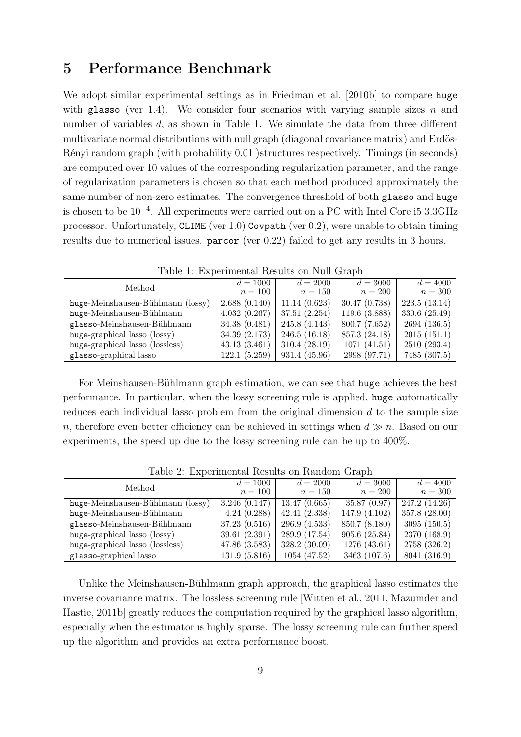# 5 Performance Benchmark

We adopt similar experimental settings as in Friedman et al. [2010b] to compare huge with glasso (ver 1.4). We consider four scenarios with varying sample sizes $n$ and number of variables $d$, as shown in Table 1. We simulate the data from three different multivariate normal distributions with null graph (diagonal covariance matrix) and Erdös-Rényi random graph (with probability 0.01 )structures respectively. Timings (in seconds) are computed over 10 values of the corresponding regularization parameter, and the range of regularization parameters is chosen so that each method produced approximately the same number of non-zero estimates. The convergence threshold of both glasso and huge is chosen to be $10^{-4}$. All experiments were carried out on a PC with Intel Core i5 3.3GHz processor. Unfortunately, CLIME (ver 1.0) Covpath (ver 0.2), were unable to obtain timing results due to numerical issues. parcor (ver 0.22) failed to get any results in 3 hours.

Table 1: Experimental Results on Null Graph

| Method | $d = 1000$ $n = 100$ | $d = 2000$ $n = 150$ | $d = 3000$ $n = 200$ | $d = 4000$ $n = 300$ |
|---|---|---|---|---|
| huge-Meinshausen-Bühlmann (lossy) | 2.688 (0.140) | 11.14 (0.623) | 30.47 (0.738) | 223.5 (13.14) |
| huge-Meinshausen-Bühlmann | 4.032 (0.267) | 37.51 (2.254) | 119.6 (3.888) | 330.6 (25.49) |
| glasso-Meinshausen-Bühlmann | 34.38 (0.481) | 245.8 (4.143) | 800.7 (7.652) | 2694 (136.5) |
| huge-graphical lasso (lossy) | 34.39 (2.173) | 246.5 (16.18) | 857.3 (24.18) | 2015 (151.1) |
| huge-graphical lasso (lossless) | 43.13 (3.461) | 310.4 (28.19) | 1071 (41.51) | 2510 (293.4) |
| glasso-graphical lasso | 122.1 (5.259) | 931.4 (45.96) | 2998 (97.71) | 7485 (307.5) |

For Meinshausen-Bühlmann graph estimation, we can see that huge achieves the best performance. In particular, when the lossy screening rule is applied, huge automatically reduces each individual lasso problem from the original dimension $d$ to the sample size $n$, therefore even better efficiency can be achieved in settings when $d \gg n$. Based on our experiments, the speed up due to the lossy screening rule can be up to 400%.

Table 2: Experimental Results on Random Graph

| Method | $d = 1000$ $n = 100$ | $d = 2000$ $n = 150$ | $d = 3000$ $n = 200$ | $d = 4000$ $n = 300$ |
|---|---|---|---|---|
| huge-Meinshausen-Bühlmann (lossy) | 3.246 (0.147) | 13.47 (0.665) | 35.87 (0.97) | 247.2 (14.26) |
| huge-Meinshausen-Bühlmann | 4.24 (0.288) | 42.41 (2.338) | 147.9 (4.102) | 357.8 (28.00) |
| glasso-Meinshausen-Bühlmann | 37.23 (0.516) | 296.9 (4.533) | 850.7 (8.180) | 3095 (150.5) |
| huge-graphical lasso (lossy) | 39.61 (2.391) | 289.9 (17.54) | 905.6 (25.84) | 2370 (168.9) |
| huge-graphical lasso (lossless) | 47.86 (3.583) | 328.2 (30.09) | 1276 (43.61) | 2758 (326.2) |
| glasso-graphical lasso | 131.9 (5.816) | 1054 (47.52) | 3463 (107.6) | 8041 (316.9) |

Unlike the Meinshausen-Bühlmann graph approach, the graphical lasso estimates the inverse covariance matrix. The lossless screening rule [Witten et al., 2011, Mazumder and Hastie, 2011b] greatly reduces the computation required by the graphical lasso algorithm, especially when the estimator is highly sparse. The lossy screening rule can further speed up the algorithm and provides an extra performance boost.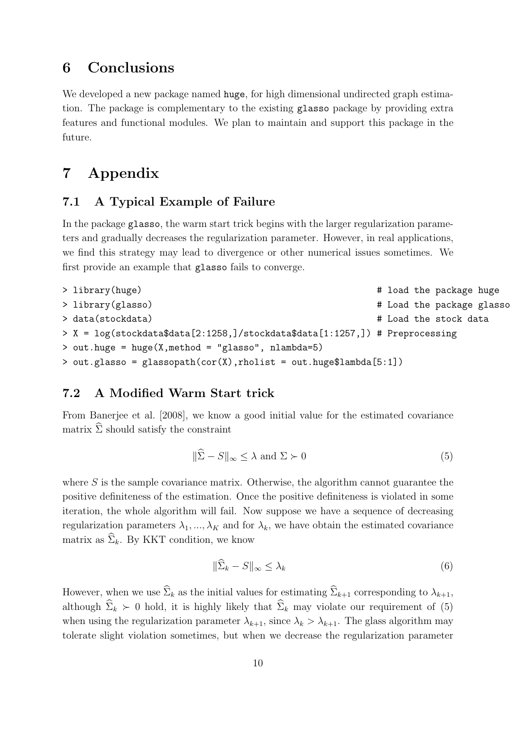# 6 Conclusions

We developed a new package named huge, for high dimensional undirected graph estimation. The package is complementary to the existing glasso package by providing extra features and functional modules. We plan to maintain and support this package in the future.

# 7 Appendix

## 7.1 A Typical Example of Failure

In the package glasso, the warm start trick begins with the larger regularization parameters and gradually decreases the regularization parameter. However, in real applications, we find this strategy may lead to divergence or other numerical issues sometimes. We first provide an example that glasso fails to converge.

```
> library(huge)                                                    # load the package huge
> library(glasso)                                                  # Load the package glasso
> data(stockdata)                                                  # Load the stock data
> X = log(stockdata$data[2:1258,]/stockdata$data[1:1257,]) # Preprocessing
> out.huge = huge(X,method = "glasso", nlambda=5)
> out.glasso = glassopath(cor(X),rholist = out.huge$lambda[5:1])
```

## 7.2 A Modified Warm Start trick

From Banerjee et al. [2008], we know a good initial value for the estimated covariance matrix $\widehat{\Sigma}$ should satisfy the constraint

$$\|\widehat{\Sigma} - S\|_{\infty} \leq \lambda \text{ and } \Sigma \succ 0 \tag{5}$$

where $S$ is the sample covariance matrix. Otherwise, the algorithm cannot guarantee the positive definiteness of the estimation. Once the positive definiteness is violated in some iteration, the whole algorithm will fail. Now suppose we have a sequence of decreasing regularization parameters $\lambda_1, ..., \lambda_K$ and for $\lambda_k$, we have obtain the estimated covariance matrix as $\widehat{\Sigma}_k$. By KKT condition, we know

$$\|\widehat{\Sigma}_k - S\|_{\infty} \leq \lambda_k \tag{6}$$

However, when we use $\widehat{\Sigma}_k$ as the initial values for estimating $\widehat{\Sigma}_{k+1}$ corresponding to $\lambda_{k+1}$, although $\widehat{\Sigma}_k \succ 0$ hold, it is highly likely that $\widehat{\Sigma}_k$ may violate our requirement of (5) when using the regularization parameter $\lambda_{k+1}$, since $\lambda_k > \lambda_{k+1}$. The glass algorithm may tolerate slight violation sometimes, but when we decrease the regularization parameter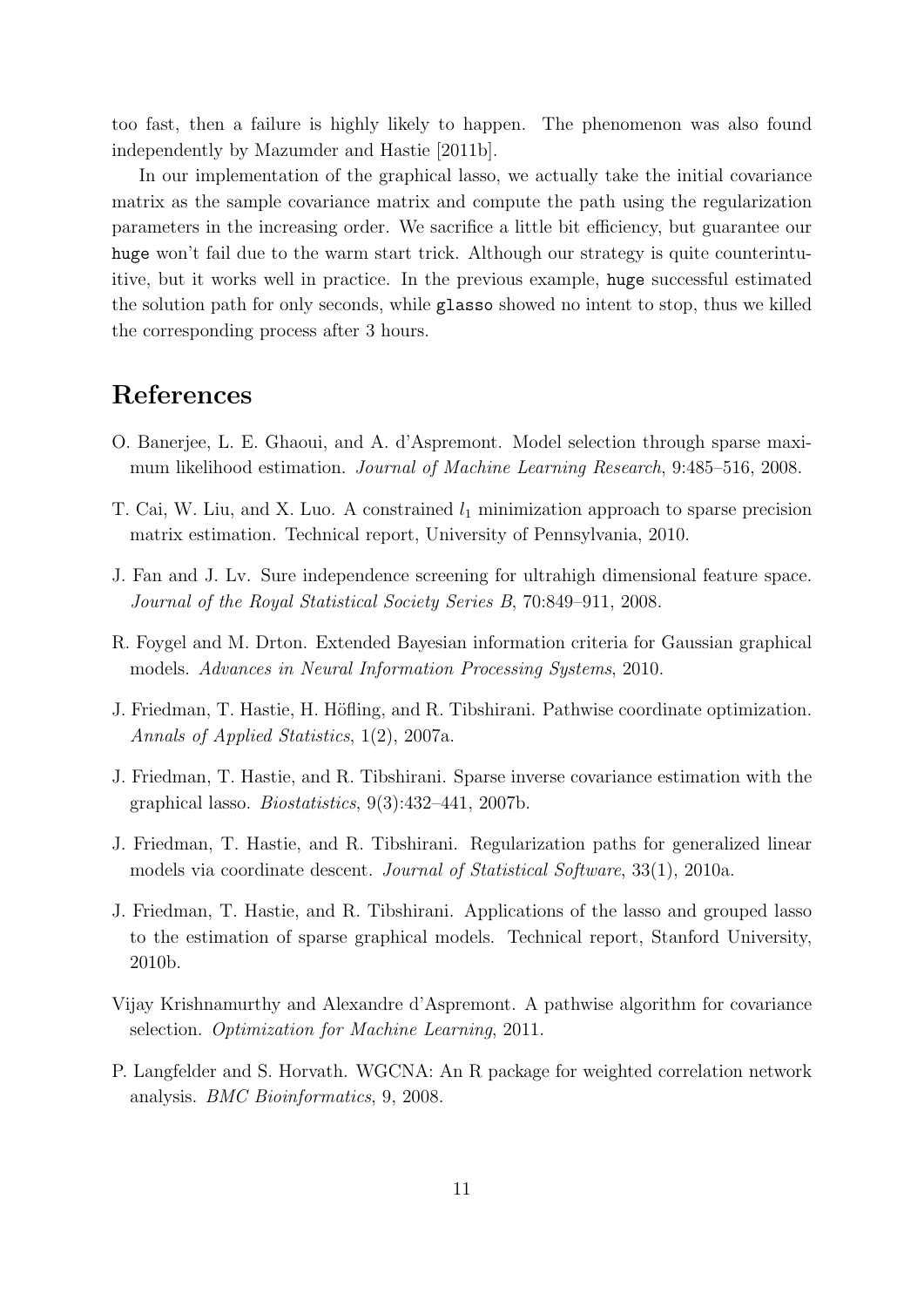too fast, then a failure is highly likely to happen. The phenomenon was also found independently by Mazumder and Hastie [2011b].

In our implementation of the graphical lasso, we actually take the initial covariance matrix as the sample covariance matrix and compute the path using the regularization parameters in the increasing order. We sacrifice a little bit efficiency, but guarantee our `huge` won't fail due to the warm start trick. Although our strategy is quite counterintuitive, but it works well in practice. In the previous example, `huge` successful estimated the solution path for only seconds, while `glasso` showed no intent to stop, thus we killed the corresponding process after 3 hours.

## References

O. Banerjee, L. E. Ghaoui, and A. d'Aspremont. Model selection through sparse maximum likelihood estimation. *Journal of Machine Learning Research*, 9:485–516, 2008.

T. Cai, W. Liu, and X. Luo. A constrained $l_1$ minimization approach to sparse precision matrix estimation. Technical report, University of Pennsylvania, 2010.

J. Fan and J. Lv. Sure independence screening for ultrahigh dimensional feature space. *Journal of the Royal Statistical Society Series B*, 70:849–911, 2008.

R. Foygel and M. Drton. Extended Bayesian information criteria for Gaussian graphical models. *Advances in Neural Information Processing Systems*, 2010.

J. Friedman, T. Hastie, H. Höfling, and R. Tibshirani. Pathwise coordinate optimization. *Annals of Applied Statistics*, 1(2), 2007a.

J. Friedman, T. Hastie, and R. Tibshirani. Sparse inverse covariance estimation with the graphical lasso. *Biostatistics*, 9(3):432–441, 2007b.

J. Friedman, T. Hastie, and R. Tibshirani. Regularization paths for generalized linear models via coordinate descent. *Journal of Statistical Software*, 33(1), 2010a.

J. Friedman, T. Hastie, and R. Tibshirani. Applications of the lasso and grouped lasso to the estimation of sparse graphical models. Technical report, Stanford University, 2010b.

Vijay Krishnamurthy and Alexandre d'Aspremont. A pathwise algorithm for covariance selection. *Optimization for Machine Learning*, 2011.

P. Langfelder and S. Horvath. WGCNA: An R package for weighted correlation network analysis. *BMC Bioinformatics*, 9, 2008.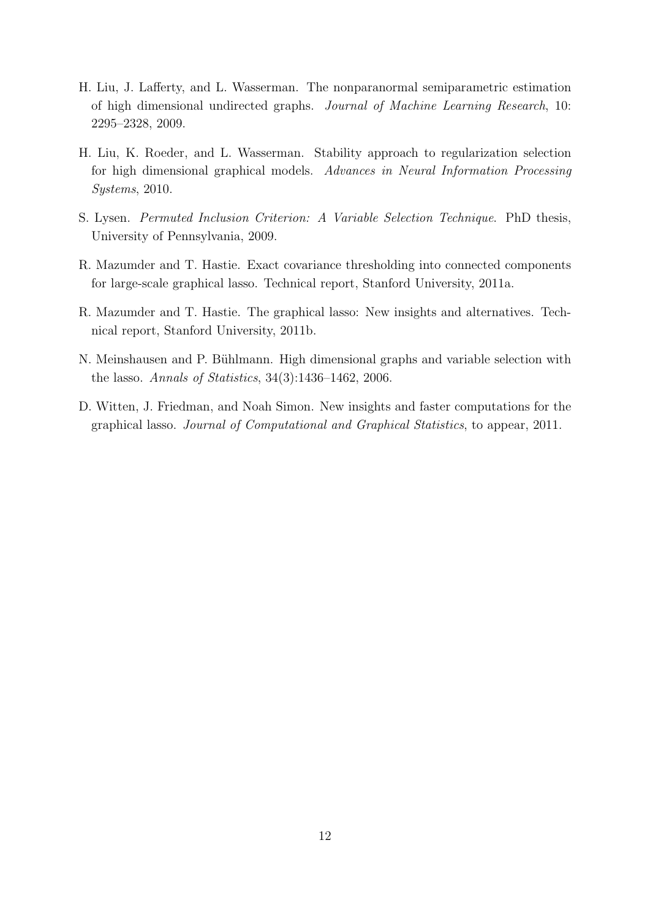H. Liu, J. Lafferty, and L. Wasserman. The nonparanormal semiparametric estimation of high dimensional undirected graphs. *Journal of Machine Learning Research*, 10: 2295–2328, 2009.

H. Liu, K. Roeder, and L. Wasserman. Stability approach to regularization selection for high dimensional graphical models. *Advances in Neural Information Processing Systems*, 2010.

S. Lysen. *Permuted Inclusion Criterion: A Variable Selection Technique*. PhD thesis, University of Pennsylvania, 2009.

R. Mazumder and T. Hastie. Exact covariance thresholding into connected components for large-scale graphical lasso. Technical report, Stanford University, 2011a.

R. Mazumder and T. Hastie. The graphical lasso: New insights and alternatives. Technical report, Stanford University, 2011b.

N. Meinshausen and P. Bühlmann. High dimensional graphs and variable selection with the lasso. *Annals of Statistics*, 34(3):1436–1462, 2006.

D. Witten, J. Friedman, and Noah Simon. New insights and faster computations for the graphical lasso. *Journal of Computational and Graphical Statistics*, to appear, 2011.